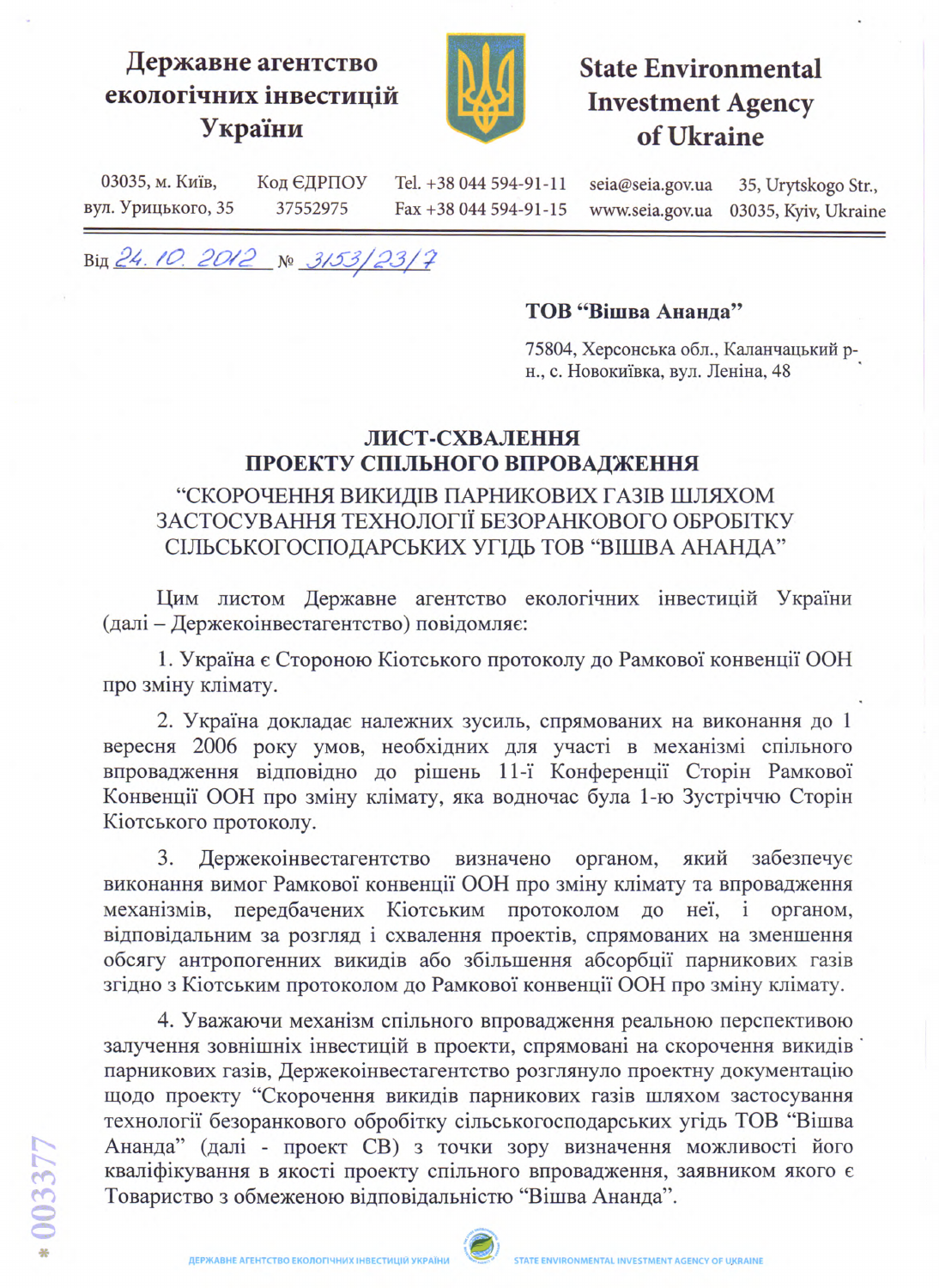**Державне агентство екологічних інвестицій України**

**State Environmental Investment Agency of Ukraine**

03035, м. Київ, вул. Урицького, 35 | Код ЄДРПОУ 37552975 | Tel. +38 044 594-91-11 Fax +38 044 594-91-15 | seia@seia.gov.ua www.seia.gov.ua | 35, Urytskogo Str., 03035, Kyiv, Ukraine

Від 24.10.2012 № 3153/23/7

**ТОВ "Вішва Ананда"**

75804, Херсонська обл., Каланчацький р-н., с. Новокиївка, вул. Леніна, 48

## ЛИСТ-СХВАЛЕННЯ ПРОЕКТУ СПІЛЬНОГО ВПРОВАДЖЕННЯ

### "СКОРОЧЕННЯ ВИКИДІВ ПАРНИКОВИХ ГАЗІВ ШЛЯХОМ ЗАСТОСУВАННЯ ТЕХНОЛОГІЇ БЕЗОРАНКОВОГО ОБРОБІТКУ СІЛЬСЬКОГОСПОДАРСЬКИХ УГІДЬ ТОВ "ВІШВА АНАНДА"

Цим листом Державне агентство екологічних інвестицій України (далі – Держекоінвестагентство) повідомляє:

1. Україна є Стороною Кіотського протоколу до Рамкової конвенції ООН про зміну клімату.

2. Україна докладає належних зусиль, спрямованих на виконання до 1 вересня 2006 року умов, необхідних для участі в механізмі спільного впровадження відповідно до рішень 11-ї Конференції Сторін Рамкової Конвенції ООН про зміну клімату, яка водночас була 1-ю Зустріччю Сторін Кіотського протоколу.

3. Держекоінвестагентство визначено органом, який забезпечує виконання вимог Рамкової конвенції ООН про зміну клімату та впровадження механізмів, передбачених Кіотським протоколом до неї, і органом, відповідальним за розгляд і схвалення проектів, спрямованих на зменшення обсягу антропогенних викидів або збільшення абсорбції парникових газів згідно з Кіотським протоколом до Рамкової конвенції ООН про зміну клімату.

4. Уважаючи механізм спільного впровадження реальною перспективою залучення зовнішніх інвестицій в проекти, спрямовані на скорочення викидів парникових газів, Держекоінвестагентство розглянуло проектну документацію щодо проекту "Скорочення викидів парникових газів шляхом застосування технології безоранкового обробітку сільськогосподарських угідь ТОВ "Вішва Ананда" (далі - проект СВ) з точки зору визначення можливості його кваліфікування в якості проекту спільного впровадження, заявником якого є Товариство з обмеженою відповідальністю "Вішва Ананда".

*003377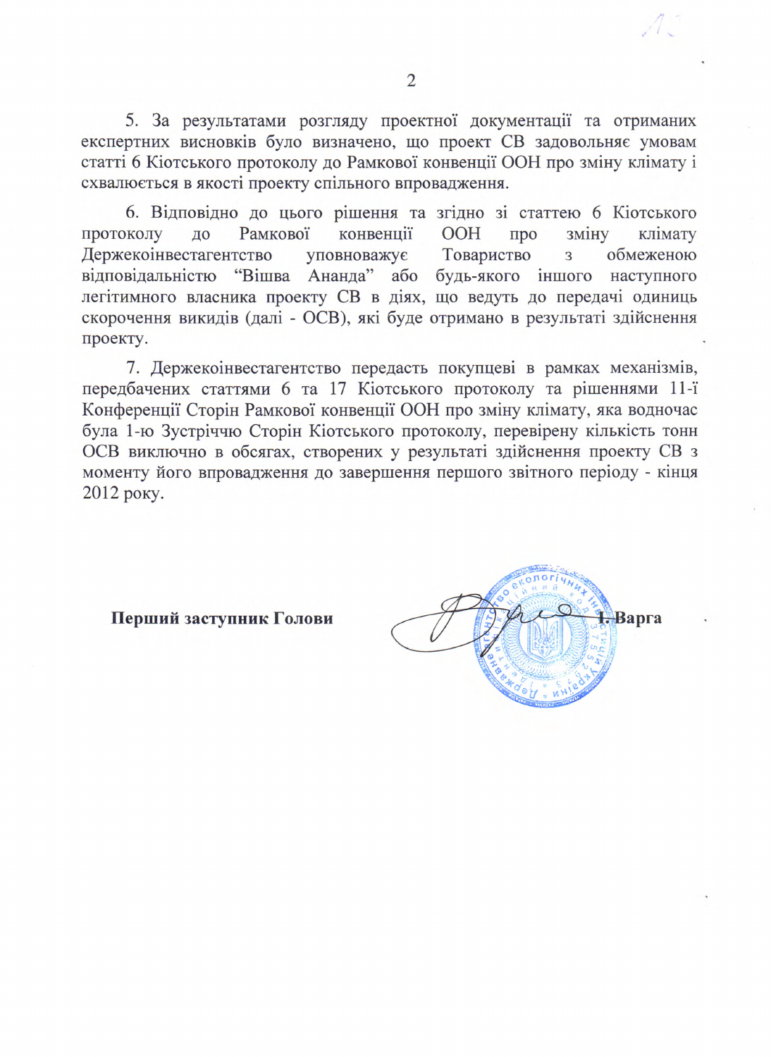5. За результатами розгляду проектної документації та отриманих експертних висновків було визначено, що проект СВ задовольняє умовам статті 6 Кіотського протоколу до Рамкової конвенції ООН про зміну клімату і схвалюється в якості проекту спільного впровадження.

6. Відповідно до цього рішення та згідно зі статтею 6 Кіотського протоколу до Рамкової конвенції ООН про зміну клімату Держекоінвестагентство уповноважує Товариство з обмеженою відповідальністю "Вішва Ананда" або будь-якого іншого наступного легітимного власника проекту СВ в діях, що ведуть до передачі одиниць скорочення викидів (далі - ОСВ), які буде отримано в результаті здійснення проекту.

7. Держекоінвестагентство передасть покупцеві в рамках механізмів, передбачених статтями 6 та 17 Кіотського протоколу та рішеннями 11-ї Конференції Сторін Рамкової конвенції ООН про зміну клімату, яка водночас була 1-ю Зустріччю Сторін Кіотського протоколу, перевірену кількість тонн ОСВ виключно в обсягах, створених у результаті здійснення проекту СВ з моменту його впровадження до завершення першого звітного періоду - кінця 2012 року.

**Перший заступник Голови** І. Варга